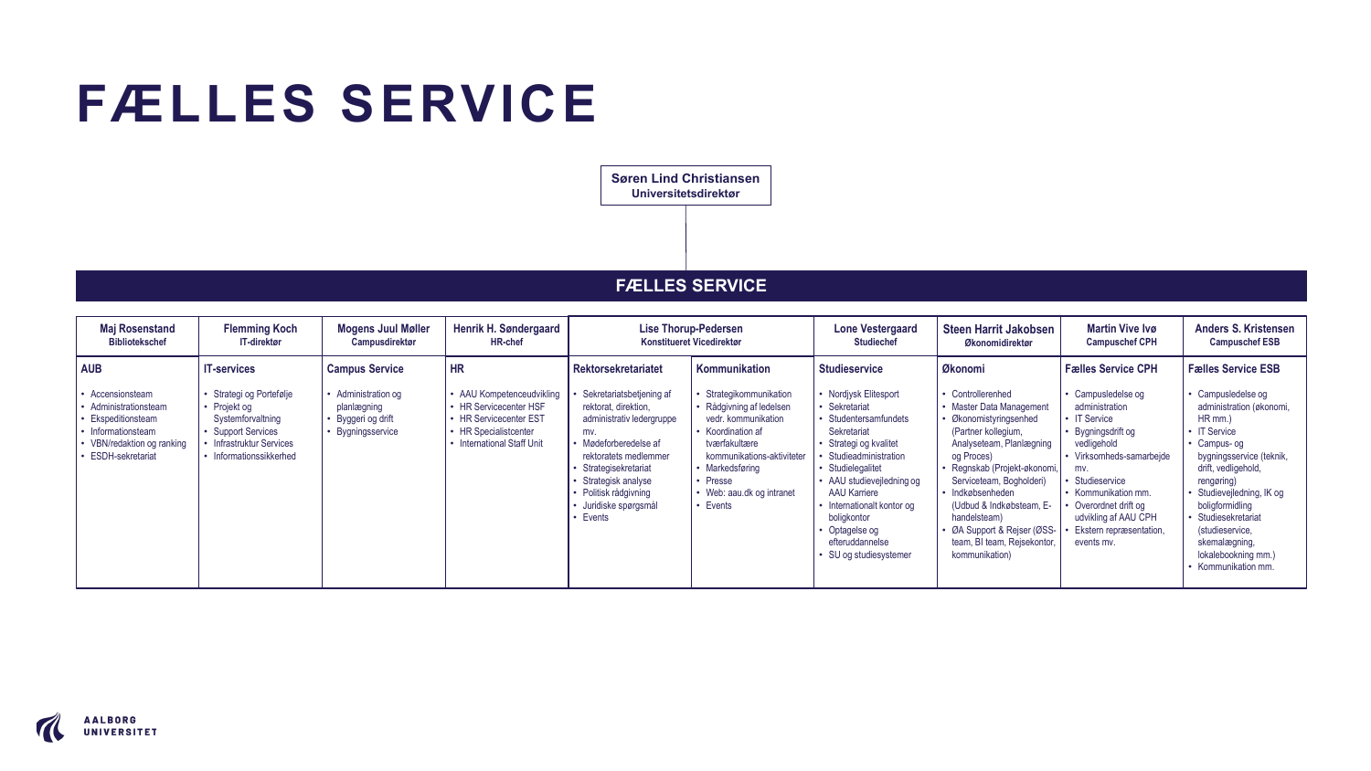# FÆLLES SERVICE

**Søren Lind Christiansen**
**Universitetsdirektør**

## FÆLLES SERVICE

| Maj Rosenstand<br>Bibliotekschef | Flemming Koch<br>IT-direktør | Mogens Juul Møller<br>Campusdirektør | Henrik H. Søndergaard<br>HR-chef | Lise Thorup-Pedersen<br>Konstitueret Vicedirektør | | Lone Vestergaard<br>Studiechef | Steen Harrit Jakobsen<br>Økonomidirektør | Martin Vive Ivø<br>Campuschef CPH | Anders S. Kristensen<br>Campuschef ESB |
|---|---|---|---|---|---|---|---|---|---|
| **AUB** | **IT-services** | **Campus Service** | **HR** | **Rektorsekretariatet** | **Kommunikation** | **Studieservice** | **Økonomi** | **Fælles Service CPH** | **Fælles Service ESB** |
| • Accensionsteam<br>• Administrationsteam<br>• Ekspeditionsteam<br>• Informationsteam<br>• VBN/redaktion og ranking<br>• ESDH-sekretariat | • Strategi og Portefølje<br>• Projekt og Systemforvaltning<br>• Support Services<br>• Infrastruktur Services<br>• Informationssikkerhed | • Administration og planlægning<br>• Byggeri og drift<br>• Bygningsservice | • AAU Kompetenceudvikling<br>• HR Servicecenter HSF<br>• HR Servicecenter EST<br>• HR Specialistcenter<br>• International Staff Unit | • Sekretariatsbetjening af rektorat, direktion, administrativ ledergruppe mv.<br>• Mødeforberedelse af rektoratets medlemmer<br>• Strategisekretariat<br>• Strategisk analyse<br>• Politisk rådgivning<br>• Juridiske spørgsmål<br>• Events | • Strategikommunikation<br>• Rådgivning af ledelsen vedr. kommunikation<br>• Koordination af tværfakultære kommunikations-aktiviteter<br>• Markedsføring<br>• Presse<br>• Web: aau.dk og intranet<br>• Events | • Nordjysk Elitesport<br>• Sekretariat<br>• Studentersamfundets Sekretariat<br>• Strategi og kvalitet<br>• Studieadministration<br>• Studielegalitet<br>• AAU studievejledning og AAU Karriere<br>• Internationalt kontor og boligkontor<br>• Optagelse og efteruddannelse<br>• SU og studiesystemer | • Controllerenhed<br>• Master Data Management<br>• Økonomistyringsenhed (Partner kollegium, Analyseteam, Planlægning og Proces)<br>• Regnskab (Projekt-økonomi, Serviceteam, Bogholderi)<br>• Indkøbsenheden (Udbud & Indkøbsteam, E-handelsteam)<br>• ØA Support & Rejser (ØSS-team, BI team, Rejsekontor, kommunikation) | • Campusledelse og administration<br>• IT Service<br>• Bygningsdrift og vedligehold<br>• Virksomheds-samarbejde mv.<br>• Studieservice<br>• Kommunikation mm.<br>• Overordnet drift og udvikling af AAU CPH<br>• Ekstern repræsentation, events mv. | • Campusledelse og administration (økonomi, HR mm.)<br>• IT Service<br>• Campus- og bygningsservice (teknik, drift, vedligehold, rengøring)<br>• Studievejledning, IK og boligformidling<br>• Studiesekretariat (studieservice, skemalægning, lokalebookning mm.)<br>• Kommunikation mm. |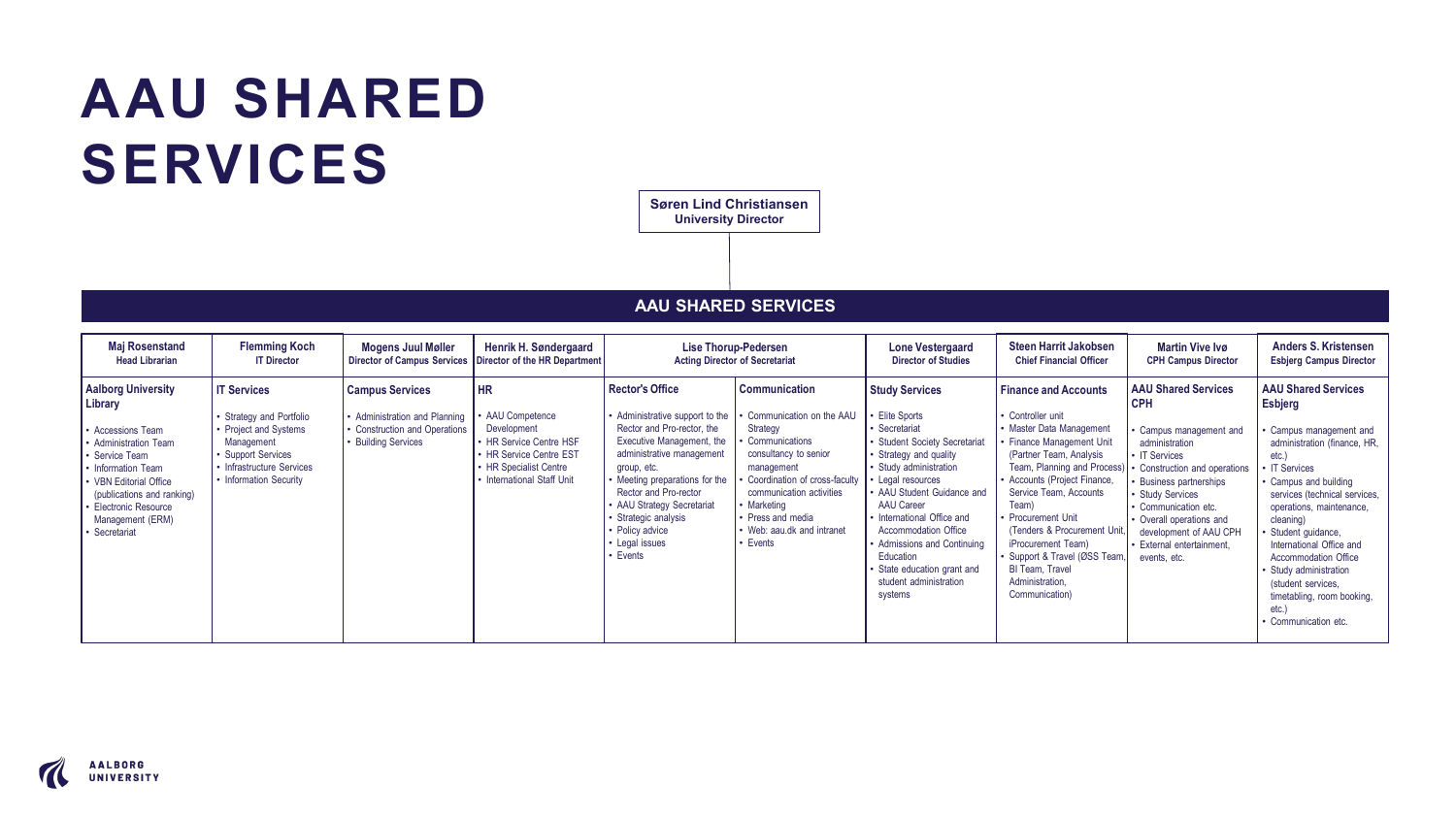# AAU SHARED SERVICES

**Søren Lind Christiansen**
**University Director**

## AAU SHARED SERVICES

| **Maj Rosenstand** Head Librarian | **Flemming Koch** IT Director | **Mogens Juul Møller** Director of Campus Services | **Henrik H. Søndergaard** Director of the HR Department | **Lise Thorup-Pedersen** Acting Director of Secretariat | | **Lone Vestergaard** Director of Studies | **Steen Harrit Jakobsen** Chief Financial Officer | **Martin Vive Ivø** CPH Campus Director | **Anders S. Kristensen** Esbjerg Campus Director |
|---|---|---|---|---|---|---|---|---|---|
| **Aalborg University Library**<br>• Accessions Team<br>• Administration Team<br>• Service Team<br>• Information Team<br>• VBN Editorial Office (publications and ranking)<br>• Electronic Resource Management (ERM)<br>• Secretariat | **IT Services**<br>• Strategy and Portfolio<br>• Project and Systems Management<br>• Support Services<br>• Infrastructure Services<br>• Information Security | **Campus Services**<br>• Administration and Planning<br>• Construction and Operations<br>• Building Services | **HR**<br>• AAU Competence Development<br>• HR Service Centre HSF<br>• HR Service Centre EST<br>• HR Specialist Centre<br>• International Staff Unit | **Rector's Office**<br>• Administrative support to the Rector and Pro-rector, the Executive Management, the administrative management group, etc.<br>• Meeting preparations for the Rector and Pro-rector<br>• AAU Strategy Secretariat<br>• Strategic analysis<br>• Policy advice<br>• Legal issues<br>• Events | **Communication**<br>• Communication on the AAU Strategy<br>• Communications consultancy to senior management<br>• Coordination of cross-faculty communication activities<br>• Marketing<br>• Press and media<br>• Web: aau.dk and intranet<br>• Events | **Study Services**<br>• Elite Sports<br>• Secretariat<br>• Student Society Secretariat<br>• Strategy and quality<br>• Study administration<br>• Legal resources<br>• AAU Student Guidance and AAU Career<br>• International Office and Accommodation Office<br>• Admissions and Continuing Education<br>• State education grant and student administration systems | **Finance and Accounts**<br>• Controller unit<br>• Master Data Management<br>• Finance Management Unit (Partner Team, Analysis Team, Planning and Process)<br>• Accounts (Project Finance, Service Team, Accounts Team)<br>• Procurement Unit (Tenders & Procurement Unit, iProcurement Team)<br>• Support & Travel (ØSS Team, BI Team, Travel Administration, Communication) | **AAU Shared Services CPH**<br>• Campus management and administration<br>• IT Services<br>• Construction and operations<br>• Business partnerships<br>• Study Services<br>• Communication etc.<br>• Overall operations and development of AAU CPH<br>• External entertainment, events, etc. | **AAU Shared Services Esbjerg**<br>• Campus management and administration (finance, HR, etc.)<br>• IT Services<br>• Campus and building services (technical services, operations, maintenance, cleaning)<br>• Student guidance, International Office and Accommodation Office<br>• Study administration (student services, timetabling, room booking, etc.)<br>• Communication etc. |